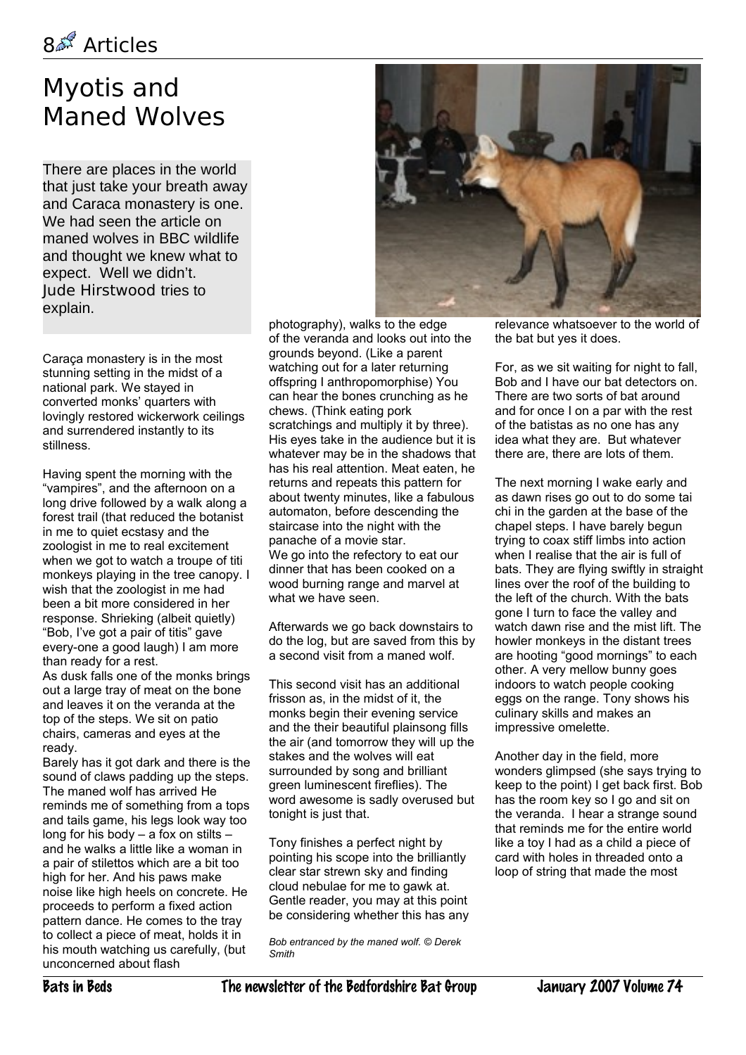# Myotis and Maned Wolves

There are places in the world that just take your breath away and Caraca monastery is one. We had seen the article on maned wolves in BBC wildlife and thought we knew what to expect. Well we didn't. Jude Hirstwood tries to explain.

Caraça monastery is in the most stunning setting in the midst of a national park. We stayed in converted monks' quarters with lovingly restored wickerwork ceilings and surrendered instantly to its stillness.

Having spent the morning with the "vampires", and the afternoon on a long drive followed by a walk along a forest trail (that reduced the botanist in me to quiet ecstasy and the zoologist in me to real excitement when we got to watch a troupe of titi monkeys playing in the tree canopy. I wish that the zoologist in me had been a bit more considered in her response. Shrieking (albeit quietly) "Bob, I've got a pair of titis" gave every-one a good laugh) I am more than ready for a rest.

As dusk falls one of the monks brings out a large tray of meat on the bone and leaves it on the veranda at the top of the steps. We sit on patio chairs, cameras and eyes at the ready.

Barely has it got dark and there is the sound of claws padding up the steps. The maned wolf has arrived He reminds me of something from a tops and tails game, his legs look way too long for his body – a fox on stilts – and he walks a little like a woman in a pair of stilettos which are a bit too high for her. And his paws make noise like high heels on concrete. He proceeds to perform a fixed action pattern dance. He comes to the tray to collect a piece of meat, holds it in his mouth watching us carefully, (but unconcerned about flash photography), walks to the edge of the veranda and looks out into the grounds beyond. (Like a parent watching out for a later returning offspring I anthropomorphise) You can hear the bones crunching as he chews. (Think eating pork scratchings and multiply it by three). His eyes take in the audience but it is whatever may be in the shadows that has his real attention. Meat eaten, he returns and repeats this pattern for about twenty minutes, like a fabulous automaton, before descending the staircase into the night with the panache of a movie star.

We go into the refectory to eat our dinner that has been cooked on a wood burning range and marvel at what we have seen.

Afterwards we go back downstairs to do the log, but are saved from this by a second visit from a maned wolf.

This second visit has an additional frisson as, in the midst of it, the monks begin their evening service and the their beautiful plainsong fills the air (and tomorrow they will up the stakes and the wolves will eat surrounded by song and brilliant green luminescent fireflies). The word awesome is sadly overused but tonight is just that.

Tony finishes a perfect night by pointing his scope into the brilliantly clear star strewn sky and finding cloud nebulae for me to gawk at. Gentle reader, you may at this point be considering whether this has any relevance whatsoever to the world of the bat but yes it does.

*Bob entranced by the maned wolf. © Derek Smith*

For, as we sit waiting for night to fall, Bob and I have our bat detectors on. There are two sorts of bat around and for once I on a par with the rest of the batistas as no one has any idea what they are. But whatever there are, there are lots of them.

The next morning I wake early and as dawn rises go out to do some tai chi in the garden at the base of the chapel steps. I have barely begun trying to coax stiff limbs into action when I realise that the air is full of bats. They are flying swiftly in straight lines over the roof of the building to the left of the church. With the bats gone I turn to face the valley and watch dawn rise and the mist lift. The howler monkeys in the distant trees are hooting "good mornings" to each other. A very mellow bunny goes indoors to watch people cooking eggs on the range. Tony shows his culinary skills and makes an impressive omelette.

Another day in the field, more wonders glimpsed (she says trying to keep to the point) I get back first. Bob has the room key so I go and sit on the veranda. I hear a strange sound that reminds me for the entire world like a toy I had as a child a piece of card with holes in threaded onto a loop of string that made the most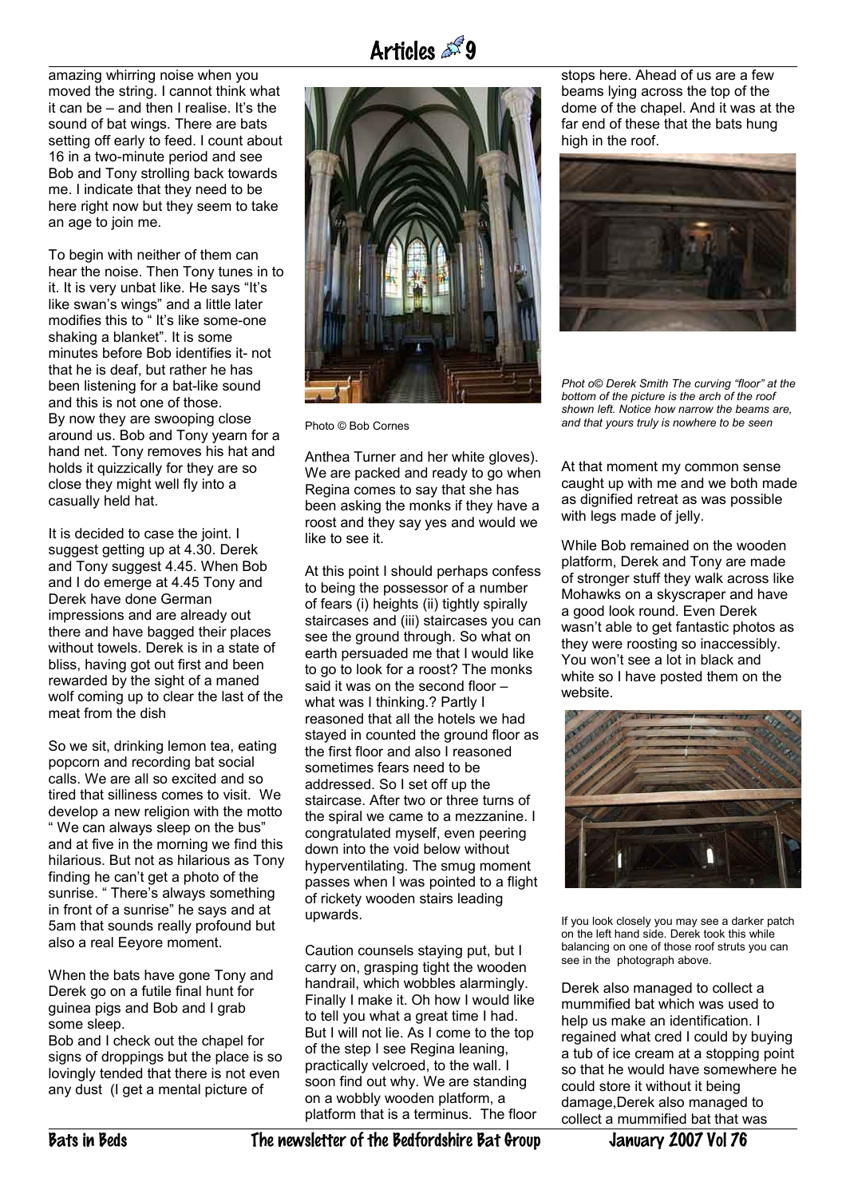amazing whirring noise when you moved the string. I cannot think what it can be – and then I realise. It's the sound of bat wings. There are bats setting off early to feed. I count about 16 in a two-minute period and see Bob and Tony strolling back towards me. I indicate that they need to be here right now but they seem to take an age to join me.

To begin with neither of them can hear the noise. Then Tony tunes in to it. It is very unbat like. He says "It's like swan's wings" and a little later modifies this to " It's like some-one shaking a blanket". It is some minutes before Bob identifies it- not that he is deaf, but rather he has been listening for a bat-like sound and this is not one of those. By now they are swooping close around us. Bob and Tony yearn for a hand net. Tony removes his hat and holds it quizzically for they are so close they might well fly into a casually held hat.

It is decided to case the joint. I suggest getting up at 4.30. Derek and Tony suggest 4.45. When Bob and I do emerge at 4.45 Tony and Derek have done German impressions and are already out there and have bagged their places without towels. Derek is in a state of bliss, having got out first and been rewarded by the sight of a maned wolf coming up to clear the last of the meat from the dish

So we sit, drinking lemon tea, eating popcorn and recording bat social calls. We are all so excited and so tired that silliness comes to visit. We develop a new religion with the motto " We can always sleep on the bus" and at five in the morning we find this hilarious. But not as hilarious as Tony finding he can't get a photo of the sunrise. " There's always something in front of a sunrise" he says and at 5am that sounds really profound but also a real Eeyore moment.

When the bats have gone Tony and Derek go on a futile final hunt for guinea pigs and Bob and I grab some sleep.

Bob and I check out the chapel for signs of droppings but the place is so lovingly tended that there is not even any dust (I get a mental picture of

Photo © Bob Cornes

Anthea Turner and her white gloves). We are packed and ready to go when Regina comes to say that she has been asking the monks if they have a roost and they say yes and would we like to see it.

At this point I should perhaps confess to being the possessor of a number of fears (i) heights (ii) tightly spirally staircases and (iii) staircases you can see the ground through. So what on earth persuaded me that I would like to go to look for a roost? The monks said it was on the second floor – what was I thinking.? Partly I reasoned that all the hotels we had stayed in counted the ground floor as the first floor and also I reasoned sometimes fears need to be addressed. So I set off up the staircase. After two or three turns of the spiral we came to a mezzanine. I congratulated myself, even peering down into the void below without hyperventilating. The smug moment passes when I was pointed to a flight of rickety wooden stairs leading upwards.

Caution counsels staying put, but I carry on, grasping tight the wooden handrail, which wobbles alarmingly. Finally I make it. Oh how I would like to tell you what a great time I had. But I will not lie. As I come to the top of the step I see Regina leaning, practically velcroed, to the wall. I soon find out why. We are standing on a wobbly wooden platform, a platform that is a terminus. The floor stops here. Ahead of us are a few beams lying across the top of the dome of the chapel. And it was at the far end of these that the bats hung high in the roof.

*Phot o© Derek Smith The curving "floor" at the bottom of the picture is the arch of the roof shown left. Notice how narrow the beams are, and that yours truly is nowhere to be seen*

At that moment my common sense caught up with me and we both made as dignified retreat as was possible with legs made of jelly.

While Bob remained on the wooden platform, Derek and Tony are made of stronger stuff they walk across like Mohawks on a skyscraper and have a good look round. Even Derek wasn't able to get fantastic photos as they were roosting so inaccessibly. You won't see a lot in black and white so I have posted them on the website.

If you look closely you may see a darker patch on the left hand side. Derek took this while balancing on one of those roof struts you can see in the photograph above.

Derek also managed to collect a mummified bat which was used to help us make an identification. I regained what cred I could by buying a tub of ice cream at a stopping point so that he would have somewhere he could store it without it being damage,Derek also managed to collect a mummified bat that was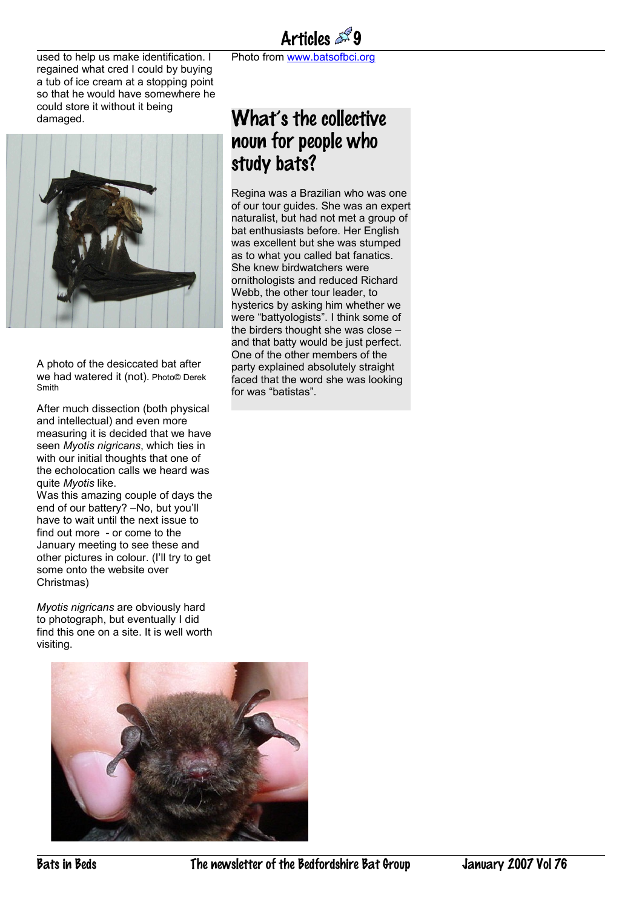used to help us make identification. I regained what cred I could by buying a tub of ice cream at a stopping point so that he would have somewhere he could store it without it being damaged.

A photo of the desiccated bat after we had watered it (not). Photo© Derek Smith

After much dissection (both physical and intellectual) and even more measuring it is decided that we have seen *Myotis nigricans*, which ties in with our initial thoughts that one of the echolocation calls we heard was quite *Myotis* like.

Was this amazing couple of days the end of our battery? –No, but you'll have to wait until the next issue to find out more - or come to the January meeting to see these and other pictures in colour. (I'll try to get some onto the website over Christmas)

*Myotis nigricans* are obviously hard to photograph, but eventually I did find this one on a site. It is well worth visiting.

Photo from www.batsofbci.org

## What's the collective noun for people who study bats?

Regina was a Brazilian who was one of our tour guides. She was an expert naturalist, but had not met a group of bat enthusiasts before. Her English was excellent but she was stumped as to what you called bat fanatics. She knew birdwatchers were ornithologists and reduced Richard Webb, the other tour leader, to hysterics by asking him whether we were "battyologists". I think some of the birders thought she was close – and that batty would be just perfect. One of the other members of the party explained absolutely straight faced that the word she was looking for was "batistas".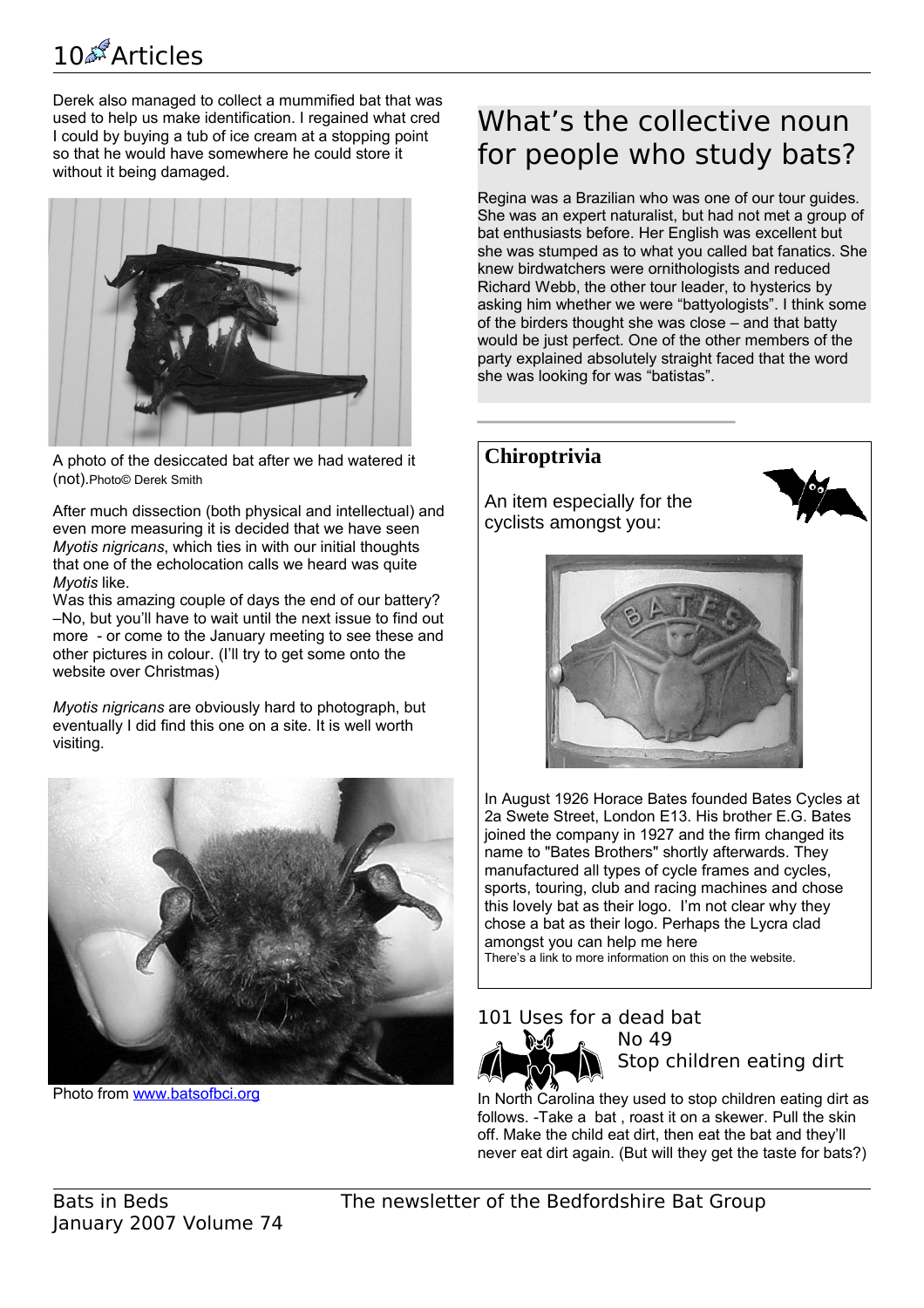Derek also managed to collect a mummified bat that was used to help us make identification. I regained what cred I could by buying a tub of ice cream at a stopping point so that he would have somewhere he could store it without it being damaged.

A photo of the desiccated bat after we had watered it (not).Photo© Derek Smith

After much dissection (both physical and intellectual) and even more measuring it is decided that we have seen *Myotis nigricans*, which ties in with our initial thoughts that one of the echolocation calls we heard was quite *Myotis* like.
Was this amazing couple of days the end of our battery? –No, but you'll have to wait until the next issue to find out more - or come to the January meeting to see these and other pictures in colour. (I'll try to get some onto the website over Christmas)

*Myotis nigricans* are obviously hard to photograph, but eventually I did find this one on a site. It is well worth visiting.

Photo from www.batsofbci.org

## What's the collective noun for people who study bats?

Regina was a Brazilian who was one of our tour guides. She was an expert naturalist, but had not met a group of bat enthusiasts before. Her English was excellent but she was stumped as to what you called bat fanatics. She knew birdwatchers were ornithologists and reduced Richard Webb, the other tour leader, to hysterics by asking him whether we were "battyologists". I think some of the birders thought she was close – and that batty would be just perfect. One of the other members of the party explained absolutely straight faced that the word she was looking for was "batistas".

## Chiroptrivia

An item especially for the cyclists amongst you:

In August 1926 Horace Bates founded Bates Cycles at 2a Swete Street, London E13. His brother E.G. Bates joined the company in 1927 and the firm changed its name to "Bates Brothers" shortly afterwards. They manufactured all types of cycle frames and cycles, sports, touring, club and racing machines and chose this lovely bat as their logo. I'm not clear why they chose a bat as their logo. Perhaps the Lycra clad amongst you can help me here
There's a link to more information on this on the website.

## 101 Uses for a dead bat

No 49
Stop children eating dirt

In North Carolina they used to stop children eating dirt as follows. -Take a bat , roast it on a skewer. Pull the skin off. Make the child eat dirt, then eat the bat and they'll never eat dirt again. (But will they get the taste for bats?)